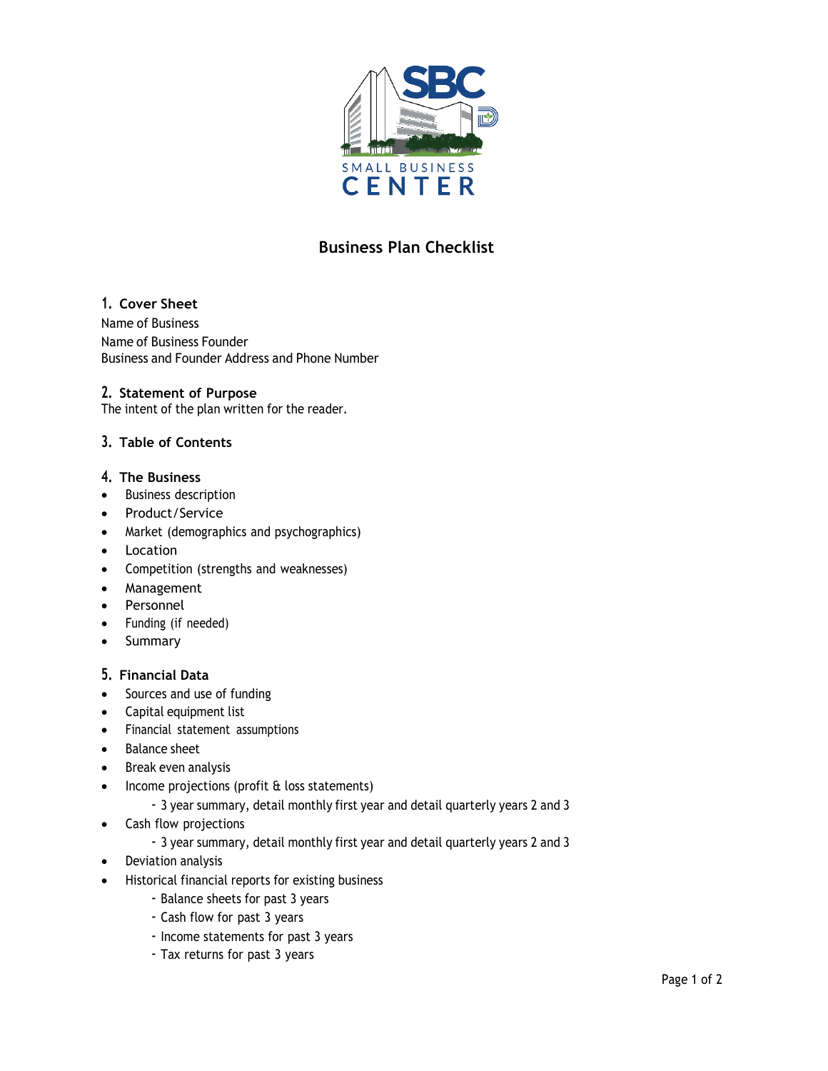# Business Plan Checklist

## 1. Cover Sheet

Name of Business
Name of Business Founder
Business and Founder Address and Phone Number

## 2. Statement of Purpose

The intent of the plan written for the reader.

## 3. Table of Contents

## 4. The Business

- Business description
- Product/Service
- Market (demographics and psychographics)
- Location
- Competition (strengths and weaknesses)
- Management
- Personnel
- Funding (if needed)
- Summary

## 5. Financial Data

- Sources and use of funding
- Capital equipment list
- Financial statement assumptions
- Balance sheet
- Break even analysis
- Income projections (profit & loss statements)
  - 3 year summary, detail monthly first year and detail quarterly years 2 and 3
- Cash flow projections
  - 3 year summary, detail monthly first year and detail quarterly years 2 and 3
- Deviation analysis
- Historical financial reports for existing business
  - Balance sheets for past 3 years
  - Cash flow for past 3 years
  - Income statements for past 3 years
  - Tax returns for past 3 years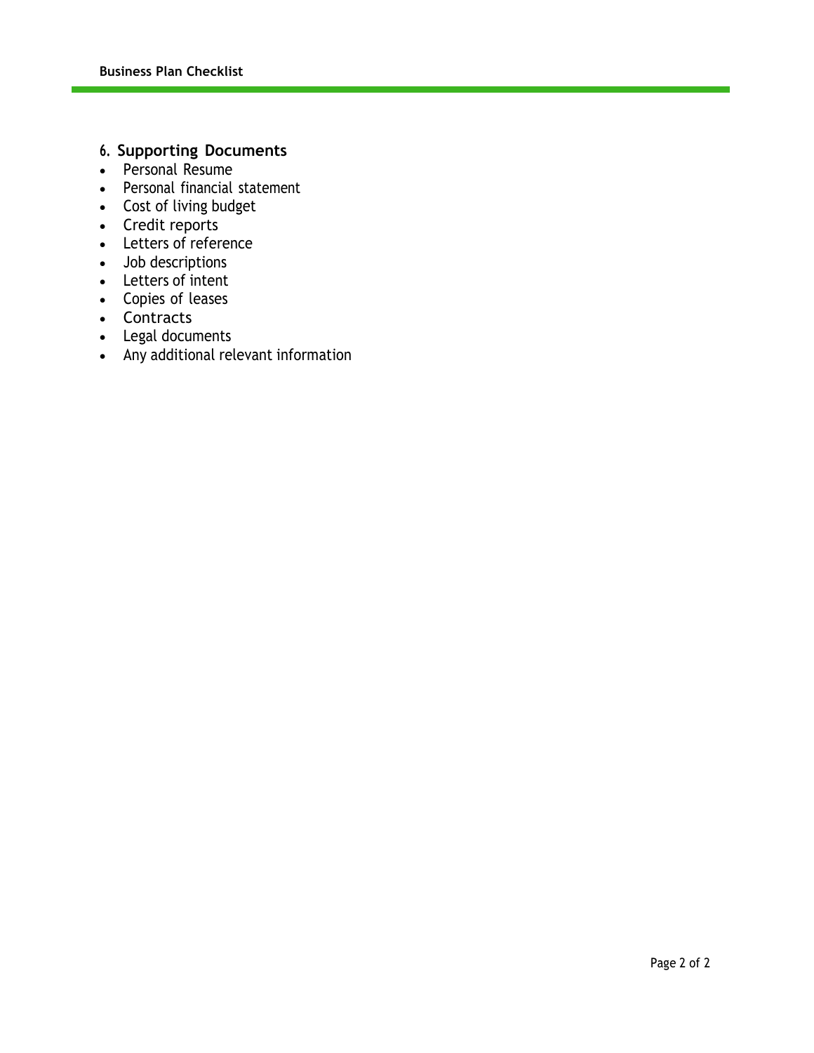## 6. Supporting Documents

- Personal Resume
- Personal financial statement
- Cost of living budget
- Credit reports
- Letters of reference
- Job descriptions
- Letters of intent
- Copies of leases
- Contracts
- Legal documents
- Any additional relevant information